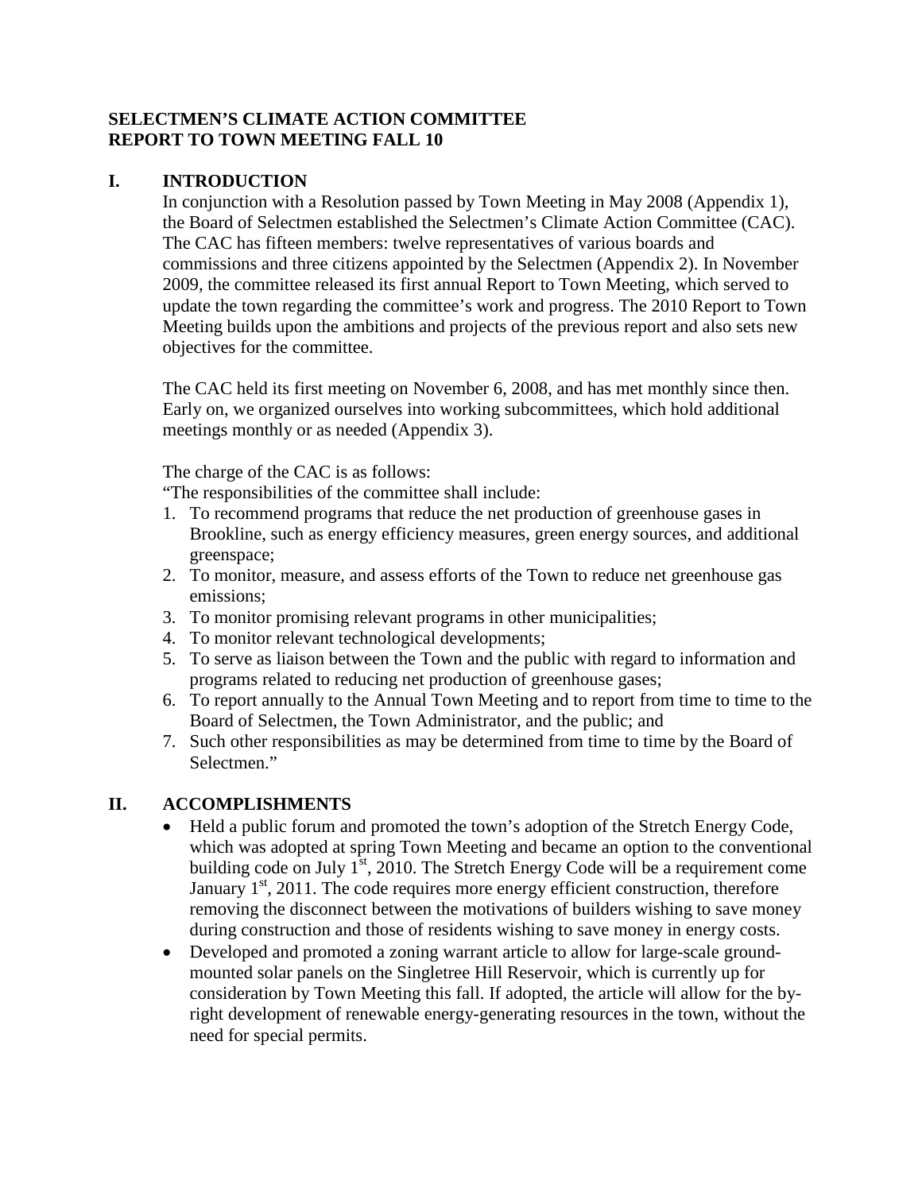**SELECTMEN'S CLIMATE ACTION COMMITTEE**
**REPORT TO TOWN MEETING FALL 10**

## I. INTRODUCTION

In conjunction with a Resolution passed by Town Meeting in May 2008 (Appendix 1), the Board of Selectmen established the Selectmen's Climate Action Committee (CAC). The CAC has fifteen members: twelve representatives of various boards and commissions and three citizens appointed by the Selectmen (Appendix 2). In November 2009, the committee released its first annual Report to Town Meeting, which served to update the town regarding the committee's work and progress. The 2010 Report to Town Meeting builds upon the ambitions and projects of the previous report and also sets new objectives for the committee.

The CAC held its first meeting on November 6, 2008, and has met monthly since then. Early on, we organized ourselves into working subcommittees, which hold additional meetings monthly or as needed (Appendix 3).

The charge of the CAC is as follows:
"The responsibilities of the committee shall include:

1. To recommend programs that reduce the net production of greenhouse gases in Brookline, such as energy efficiency measures, green energy sources, and additional greenspace;
2. To monitor, measure, and assess efforts of the Town to reduce net greenhouse gas emissions;
3. To monitor promising relevant programs in other municipalities;
4. To monitor relevant technological developments;
5. To serve as liaison between the Town and the public with regard to information and programs related to reducing net production of greenhouse gases;
6. To report annually to the Annual Town Meeting and to report from time to time to the Board of Selectmen, the Town Administrator, and the public; and
7. Such other responsibilities as may be determined from time to time by the Board of Selectmen."

## II. ACCOMPLISHMENTS

- Held a public forum and promoted the town's adoption of the Stretch Energy Code, which was adopted at spring Town Meeting and became an option to the conventional building code on July 1st, 2010. The Stretch Energy Code will be a requirement come January 1st, 2011. The code requires more energy efficient construction, therefore removing the disconnect between the motivations of builders wishing to save money during construction and those of residents wishing to save money in energy costs.
- Developed and promoted a zoning warrant article to allow for large-scale ground-mounted solar panels on the Singletree Hill Reservoir, which is currently up for consideration by Town Meeting this fall. If adopted, the article will allow for the by-right development of renewable energy-generating resources in the town, without the need for special permits.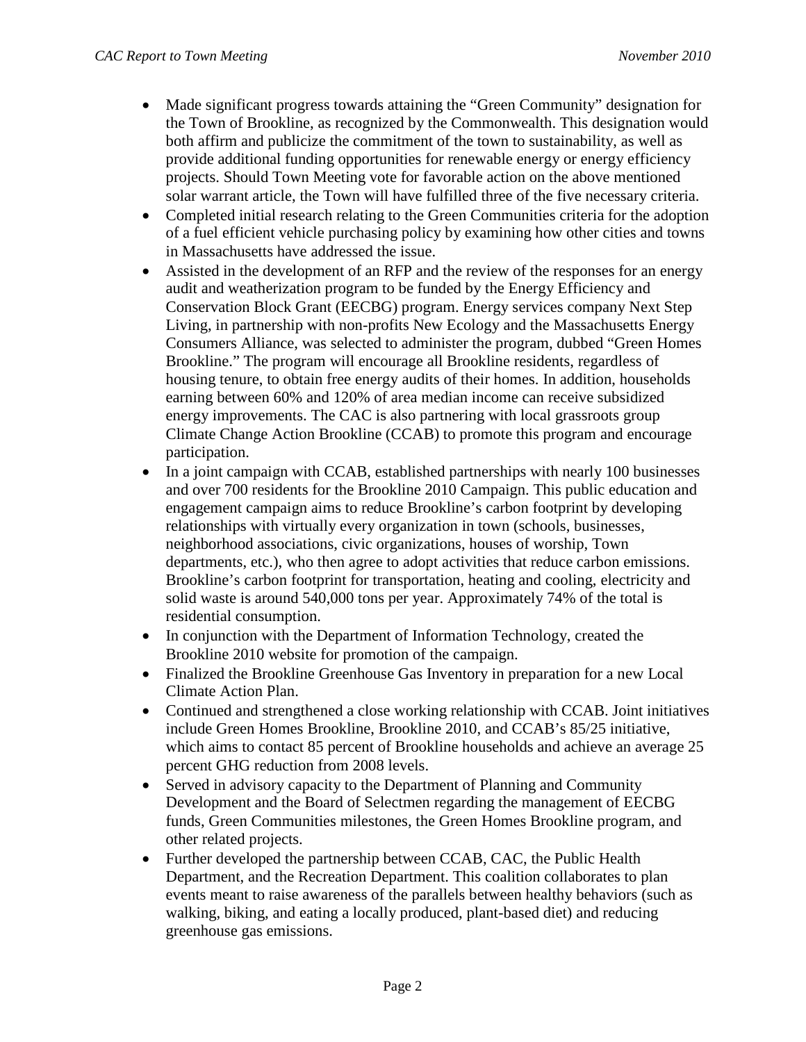- Made significant progress towards attaining the "Green Community" designation for the Town of Brookline, as recognized by the Commonwealth. This designation would both affirm and publicize the commitment of the town to sustainability, as well as provide additional funding opportunities for renewable energy or energy efficiency projects. Should Town Meeting vote for favorable action on the above mentioned solar warrant article, the Town will have fulfilled three of the five necessary criteria.
- Completed initial research relating to the Green Communities criteria for the adoption of a fuel efficient vehicle purchasing policy by examining how other cities and towns in Massachusetts have addressed the issue.
- Assisted in the development of an RFP and the review of the responses for an energy audit and weatherization program to be funded by the Energy Efficiency and Conservation Block Grant (EECBG) program. Energy services company Next Step Living, in partnership with non-profits New Ecology and the Massachusetts Energy Consumers Alliance, was selected to administer the program, dubbed "Green Homes Brookline." The program will encourage all Brookline residents, regardless of housing tenure, to obtain free energy audits of their homes. In addition, households earning between 60% and 120% of area median income can receive subsidized energy improvements. The CAC is also partnering with local grassroots group Climate Change Action Brookline (CCAB) to promote this program and encourage participation.
- In a joint campaign with CCAB, established partnerships with nearly 100 businesses and over 700 residents for the Brookline 2010 Campaign. This public education and engagement campaign aims to reduce Brookline's carbon footprint by developing relationships with virtually every organization in town (schools, businesses, neighborhood associations, civic organizations, houses of worship, Town departments, etc.), who then agree to adopt activities that reduce carbon emissions. Brookline's carbon footprint for transportation, heating and cooling, electricity and solid waste is around 540,000 tons per year. Approximately 74% of the total is residential consumption.
- In conjunction with the Department of Information Technology, created the Brookline 2010 website for promotion of the campaign.
- Finalized the Brookline Greenhouse Gas Inventory in preparation for a new Local Climate Action Plan.
- Continued and strengthened a close working relationship with CCAB. Joint initiatives include Green Homes Brookline, Brookline 2010, and CCAB's 85/25 initiative, which aims to contact 85 percent of Brookline households and achieve an average 25 percent GHG reduction from 2008 levels.
- Served in advisory capacity to the Department of Planning and Community Development and the Board of Selectmen regarding the management of EECBG funds, Green Communities milestones, the Green Homes Brookline program, and other related projects.
- Further developed the partnership between CCAB, CAC, the Public Health Department, and the Recreation Department. This coalition collaborates to plan events meant to raise awareness of the parallels between healthy behaviors (such as walking, biking, and eating a locally produced, plant-based diet) and reducing greenhouse gas emissions.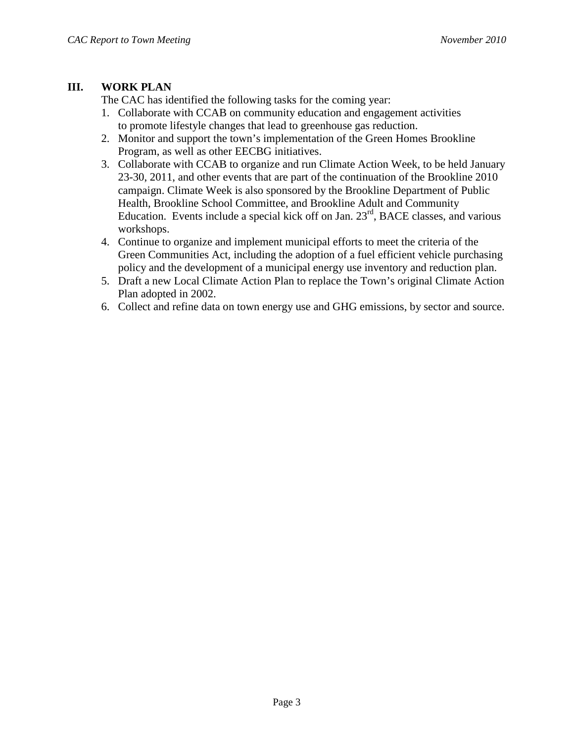## III. WORK PLAN

The CAC has identified the following tasks for the coming year:

1. Collaborate with CCAB on community education and engagement activities to promote lifestyle changes that lead to greenhouse gas reduction.
2. Monitor and support the town's implementation of the Green Homes Brookline Program, as well as other EECBG initiatives.
3. Collaborate with CCAB to organize and run Climate Action Week, to be held January 23-30, 2011, and other events that are part of the continuation of the Brookline 2010 campaign. Climate Week is also sponsored by the Brookline Department of Public Health, Brookline School Committee, and Brookline Adult and Community Education. Events include a special kick off on Jan. 23rd, BACE classes, and various workshops.
4. Continue to organize and implement municipal efforts to meet the criteria of the Green Communities Act, including the adoption of a fuel efficient vehicle purchasing policy and the development of a municipal energy use inventory and reduction plan.
5. Draft a new Local Climate Action Plan to replace the Town's original Climate Action Plan adopted in 2002.
6. Collect and refine data on town energy use and GHG emissions, by sector and source.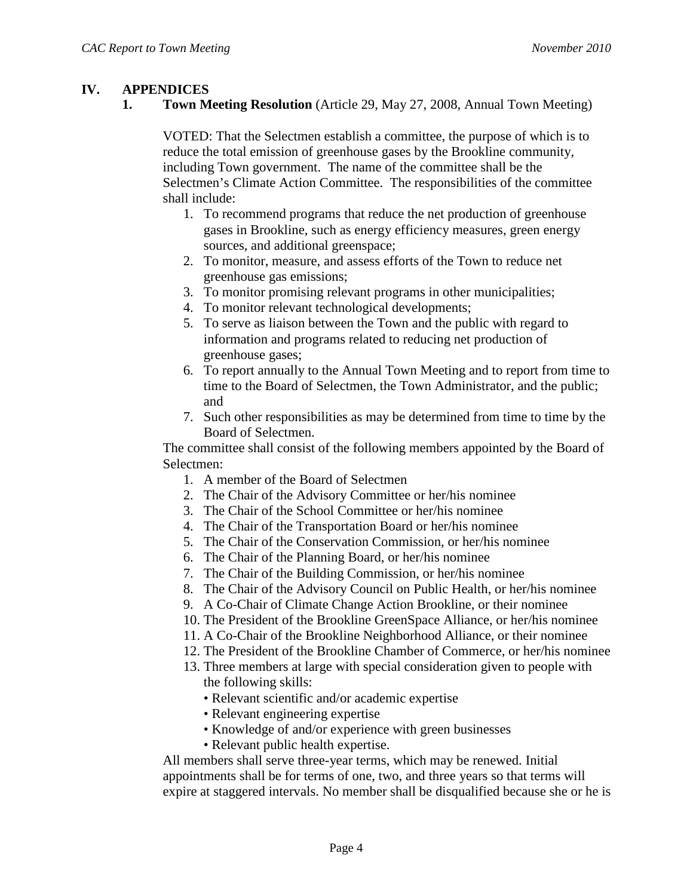# IV. APPENDICES

## 1. Town Meeting Resolution (Article 29, May 27, 2008, Annual Town Meeting)

VOTED: That the Selectmen establish a committee, the purpose of which is to reduce the total emission of greenhouse gases by the Brookline community, including Town government. The name of the committee shall be the Selectmen's Climate Action Committee. The responsibilities of the committee shall include:

1. To recommend programs that reduce the net production of greenhouse gases in Brookline, such as energy efficiency measures, green energy sources, and additional greenspace;
2. To monitor, measure, and assess efforts of the Town to reduce net greenhouse gas emissions;
3. To monitor promising relevant programs in other municipalities;
4. To monitor relevant technological developments;
5. To serve as liaison between the Town and the public with regard to information and programs related to reducing net production of greenhouse gases;
6. To report annually to the Annual Town Meeting and to report from time to time to the Board of Selectmen, the Town Administrator, and the public; and
7. Such other responsibilities as may be determined from time to time by the Board of Selectmen.

The committee shall consist of the following members appointed by the Board of Selectmen:

1. A member of the Board of Selectmen
2. The Chair of the Advisory Committee or her/his nominee
3. The Chair of the School Committee or her/his nominee
4. The Chair of the Transportation Board or her/his nominee
5. The Chair of the Conservation Commission, or her/his nominee
6. The Chair of the Planning Board, or her/his nominee
7. The Chair of the Building Commission, or her/his nominee
8. The Chair of the Advisory Council on Public Health, or her/his nominee
9. A Co-Chair of Climate Change Action Brookline, or their nominee
10. The President of the Brookline GreenSpace Alliance, or her/his nominee
11. A Co-Chair of the Brookline Neighborhood Alliance, or their nominee
12. The President of the Brookline Chamber of Commerce, or her/his nominee
13. Three members at large with special consideration given to people with the following skills:
    - Relevant scientific and/or academic expertise
    - Relevant engineering expertise
    - Knowledge of and/or experience with green businesses
    - Relevant public health expertise.

All members shall serve three-year terms, which may be renewed. Initial appointments shall be for terms of one, two, and three years so that terms will expire at staggered intervals. No member shall be disqualified because she or he is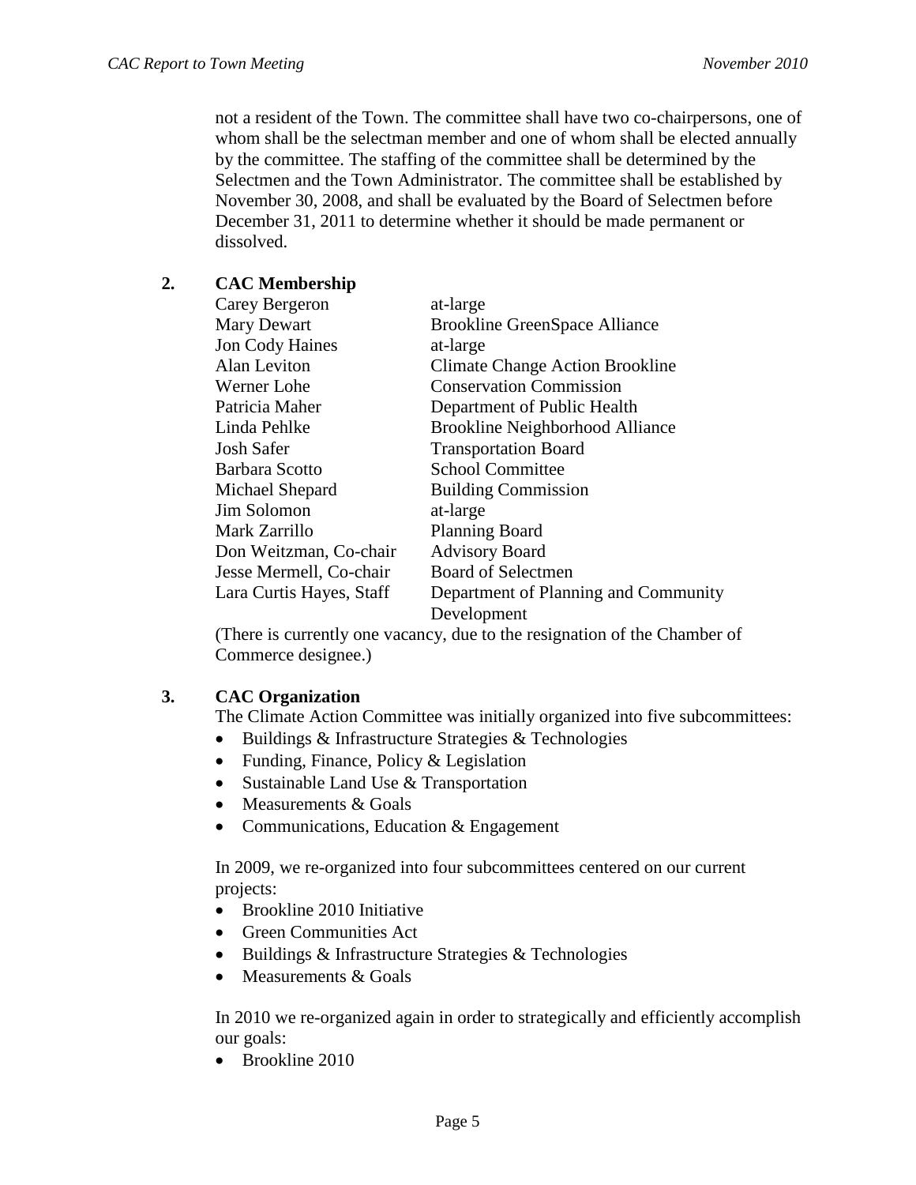not a resident of the Town. The committee shall have two co-chairpersons, one of whom shall be the selectman member and one of whom shall be elected annually by the committee. The staffing of the committee shall be determined by the Selectmen and the Town Administrator. The committee shall be established by November 30, 2008, and shall be evaluated by the Board of Selectmen before December 31, 2011 to determine whether it should be made permanent or dissolved.

## 2. CAC Membership

| | |
|---|---|
| Carey Bergeron | at-large |
| Mary Dewart | Brookline GreenSpace Alliance |
| Jon Cody Haines | at-large |
| Alan Leviton | Climate Change Action Brookline |
| Werner Lohe | Conservation Commission |
| Patricia Maher | Department of Public Health |
| Linda Pehlke | Brookline Neighborhood Alliance |
| Josh Safer | Transportation Board |
| Barbara Scotto | School Committee |
| Michael Shepard | Building Commission |
| Jim Solomon | at-large |
| Mark Zarrillo | Planning Board |
| Don Weitzman, Co-chair | Advisory Board |
| Jesse Mermell, Co-chair | Board of Selectmen |
| Lara Curtis Hayes, Staff | Department of Planning and Community Development |

(There is currently one vacancy, due to the resignation of the Chamber of Commerce designee.)

## 3. CAC Organization

The Climate Action Committee was initially organized into five subcommittees:

- Buildings & Infrastructure Strategies & Technologies
- Funding, Finance, Policy & Legislation
- Sustainable Land Use & Transportation
- Measurements & Goals
- Communications, Education & Engagement

In 2009, we re-organized into four subcommittees centered on our current projects:

- Brookline 2010 Initiative
- Green Communities Act
- Buildings & Infrastructure Strategies & Technologies
- Measurements & Goals

In 2010 we re-organized again in order to strategically and efficiently accomplish our goals:

- Brookline 2010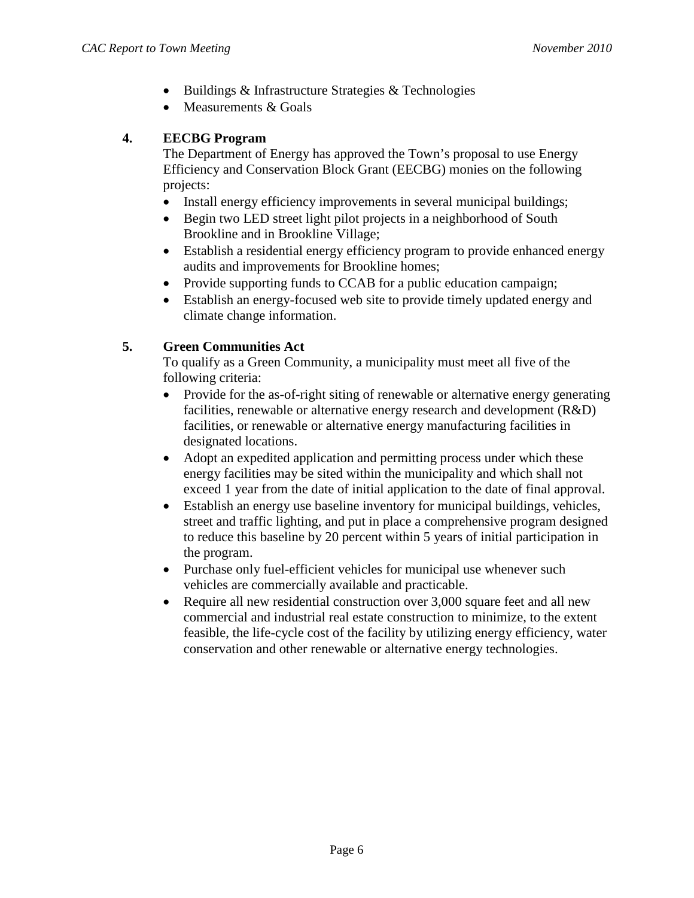- Buildings & Infrastructure Strategies & Technologies
- Measurements & Goals

**4. EECBG Program**

The Department of Energy has approved the Town's proposal to use Energy Efficiency and Conservation Block Grant (EECBG) monies on the following projects:

- Install energy efficiency improvements in several municipal buildings;
- Begin two LED street light pilot projects in a neighborhood of South Brookline and in Brookline Village;
- Establish a residential energy efficiency program to provide enhanced energy audits and improvements for Brookline homes;
- Provide supporting funds to CCAB for a public education campaign;
- Establish an energy-focused web site to provide timely updated energy and climate change information.

**5. Green Communities Act**

To qualify as a Green Community, a municipality must meet all five of the following criteria:

- Provide for the as-of-right siting of renewable or alternative energy generating facilities, renewable or alternative energy research and development (R&D) facilities, or renewable or alternative energy manufacturing facilities in designated locations.
- Adopt an expedited application and permitting process under which these energy facilities may be sited within the municipality and which shall not exceed 1 year from the date of initial application to the date of final approval.
- Establish an energy use baseline inventory for municipal buildings, vehicles, street and traffic lighting, and put in place a comprehensive program designed to reduce this baseline by 20 percent within 5 years of initial participation in the program.
- Purchase only fuel-efficient vehicles for municipal use whenever such vehicles are commercially available and practicable.
- Require all new residential construction over 3,000 square feet and all new commercial and industrial real estate construction to minimize, to the extent feasible, the life-cycle cost of the facility by utilizing energy efficiency, water conservation and other renewable or alternative energy technologies.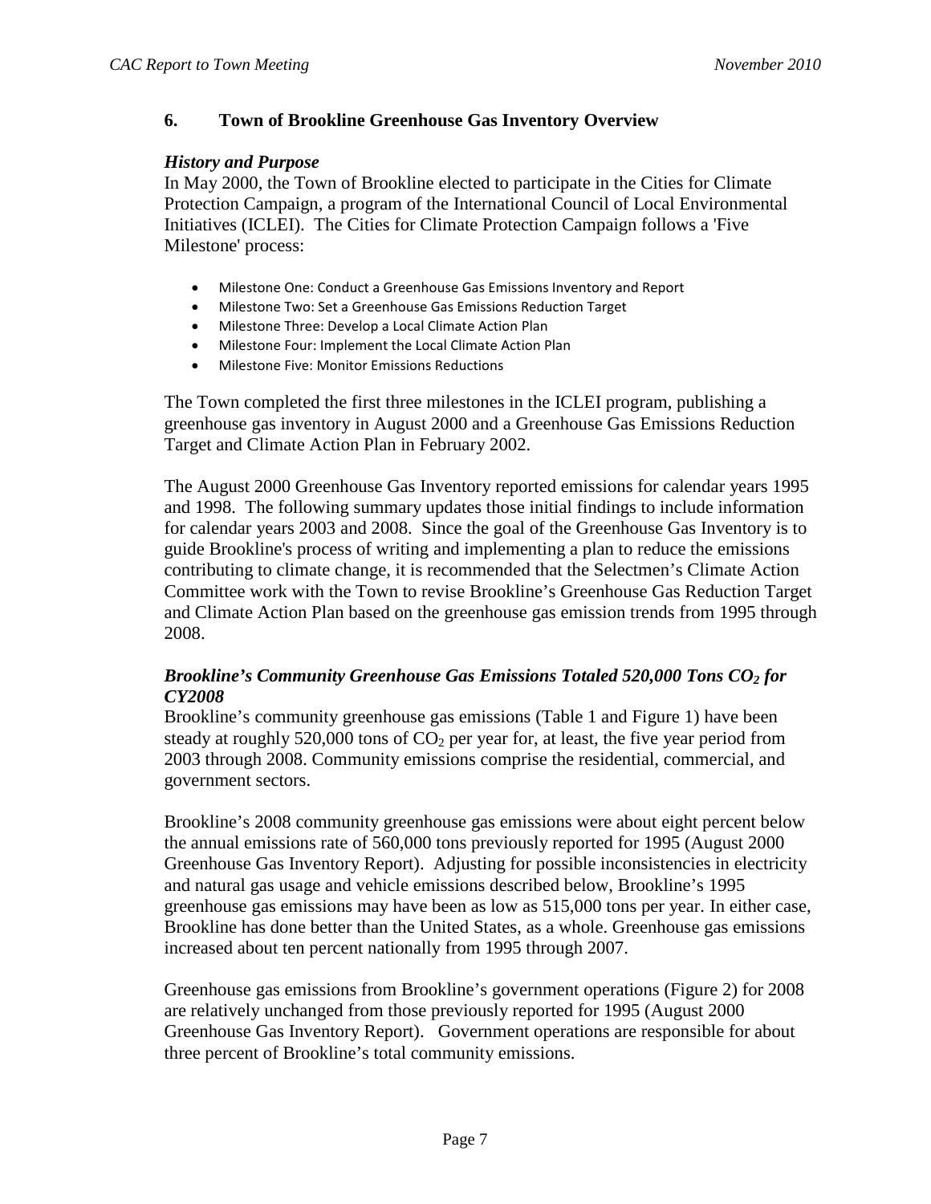## 6. Town of Brookline Greenhouse Gas Inventory Overview

### *History and Purpose*

In May 2000, the Town of Brookline elected to participate in the Cities for Climate Protection Campaign, a program of the International Council of Local Environmental Initiatives (ICLEI). The Cities for Climate Protection Campaign follows a 'Five Milestone' process:

- Milestone One: Conduct a Greenhouse Gas Emissions Inventory and Report
- Milestone Two: Set a Greenhouse Gas Emissions Reduction Target
- Milestone Three: Develop a Local Climate Action Plan
- Milestone Four: Implement the Local Climate Action Plan
- Milestone Five: Monitor Emissions Reductions

The Town completed the first three milestones in the ICLEI program, publishing a greenhouse gas inventory in August 2000 and a Greenhouse Gas Emissions Reduction Target and Climate Action Plan in February 2002.

The August 2000 Greenhouse Gas Inventory reported emissions for calendar years 1995 and 1998. The following summary updates those initial findings to include information for calendar years 2003 and 2008. Since the goal of the Greenhouse Gas Inventory is to guide Brookline's process of writing and implementing a plan to reduce the emissions contributing to climate change, it is recommended that the Selectmen's Climate Action Committee work with the Town to revise Brookline's Greenhouse Gas Reduction Target and Climate Action Plan based on the greenhouse gas emission trends from 1995 through 2008.

### *Brookline's Community Greenhouse Gas Emissions Totaled 520,000 Tons $CO_2$ for CY2008*

Brookline's community greenhouse gas emissions (Table 1 and Figure 1) have been steady at roughly 520,000 tons of $CO_2$ per year for, at least, the five year period from 2003 through 2008. Community emissions comprise the residential, commercial, and government sectors.

Brookline's 2008 community greenhouse gas emissions were about eight percent below the annual emissions rate of 560,000 tons previously reported for 1995 (August 2000 Greenhouse Gas Inventory Report). Adjusting for possible inconsistencies in electricity and natural gas usage and vehicle emissions described below, Brookline's 1995 greenhouse gas emissions may have been as low as 515,000 tons per year. In either case, Brookline has done better than the United States, as a whole. Greenhouse gas emissions increased about ten percent nationally from 1995 through 2007.

Greenhouse gas emissions from Brookline's government operations (Figure 2) for 2008 are relatively unchanged from those previously reported for 1995 (August 2000 Greenhouse Gas Inventory Report). Government operations are responsible for about three percent of Brookline's total community emissions.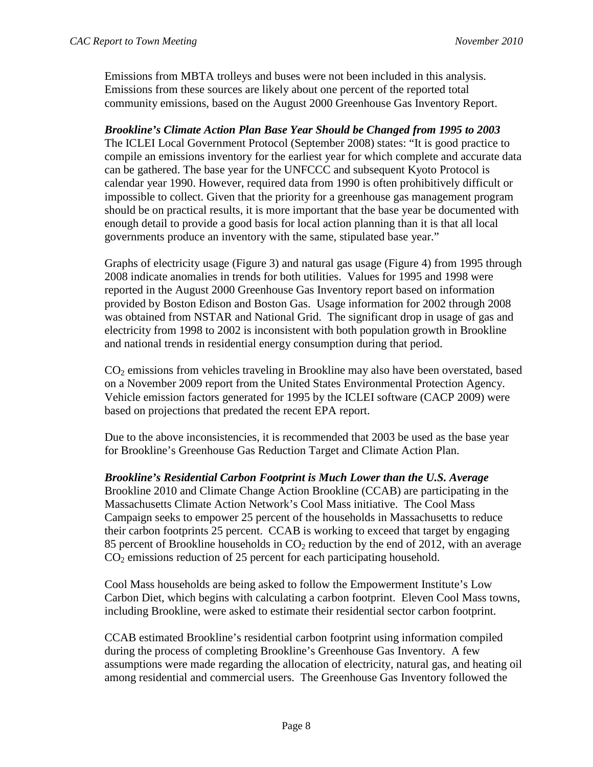Emissions from MBTA trolleys and buses were not been included in this analysis. Emissions from these sources are likely about one percent of the reported total community emissions, based on the August 2000 Greenhouse Gas Inventory Report.

***Brookline's Climate Action Plan Base Year Should be Changed from 1995 to 2003***

The ICLEI Local Government Protocol (September 2008) states: "It is good practice to compile an emissions inventory for the earliest year for which complete and accurate data can be gathered. The base year for the UNFCCC and subsequent Kyoto Protocol is calendar year 1990. However, required data from 1990 is often prohibitively difficult or impossible to collect. Given that the priority for a greenhouse gas management program should be on practical results, it is more important that the base year be documented with enough detail to provide a good basis for local action planning than it is that all local governments produce an inventory with the same, stipulated base year."

Graphs of electricity usage (Figure 3) and natural gas usage (Figure 4) from 1995 through 2008 indicate anomalies in trends for both utilities. Values for 1995 and 1998 were reported in the August 2000 Greenhouse Gas Inventory report based on information provided by Boston Edison and Boston Gas. Usage information for 2002 through 2008 was obtained from NSTAR and National Grid. The significant drop in usage of gas and electricity from 1998 to 2002 is inconsistent with both population growth in Brookline and national trends in residential energy consumption during that period.

$CO_2$ emissions from vehicles traveling in Brookline may also have been overstated, based on a November 2009 report from the United States Environmental Protection Agency. Vehicle emission factors generated for 1995 by the ICLEI software (CACP 2009) were based on projections that predated the recent EPA report.

Due to the above inconsistencies, it is recommended that 2003 be used as the base year for Brookline's Greenhouse Gas Reduction Target and Climate Action Plan.

***Brookline's Residential Carbon Footprint is Much Lower than the U.S. Average***

Brookline 2010 and Climate Change Action Brookline (CCAB) are participating in the Massachusetts Climate Action Network's Cool Mass initiative. The Cool Mass Campaign seeks to empower 25 percent of the households in Massachusetts to reduce their carbon footprints 25 percent. CCAB is working to exceed that target by engaging 85 percent of Brookline households in $CO_2$ reduction by the end of 2012, with an average $CO_2$ emissions reduction of 25 percent for each participating household.

Cool Mass households are being asked to follow the Empowerment Institute's Low Carbon Diet, which begins with calculating a carbon footprint. Eleven Cool Mass towns, including Brookline, were asked to estimate their residential sector carbon footprint.

CCAB estimated Brookline's residential carbon footprint using information compiled during the process of completing Brookline's Greenhouse Gas Inventory. A few assumptions were made regarding the allocation of electricity, natural gas, and heating oil among residential and commercial users. The Greenhouse Gas Inventory followed the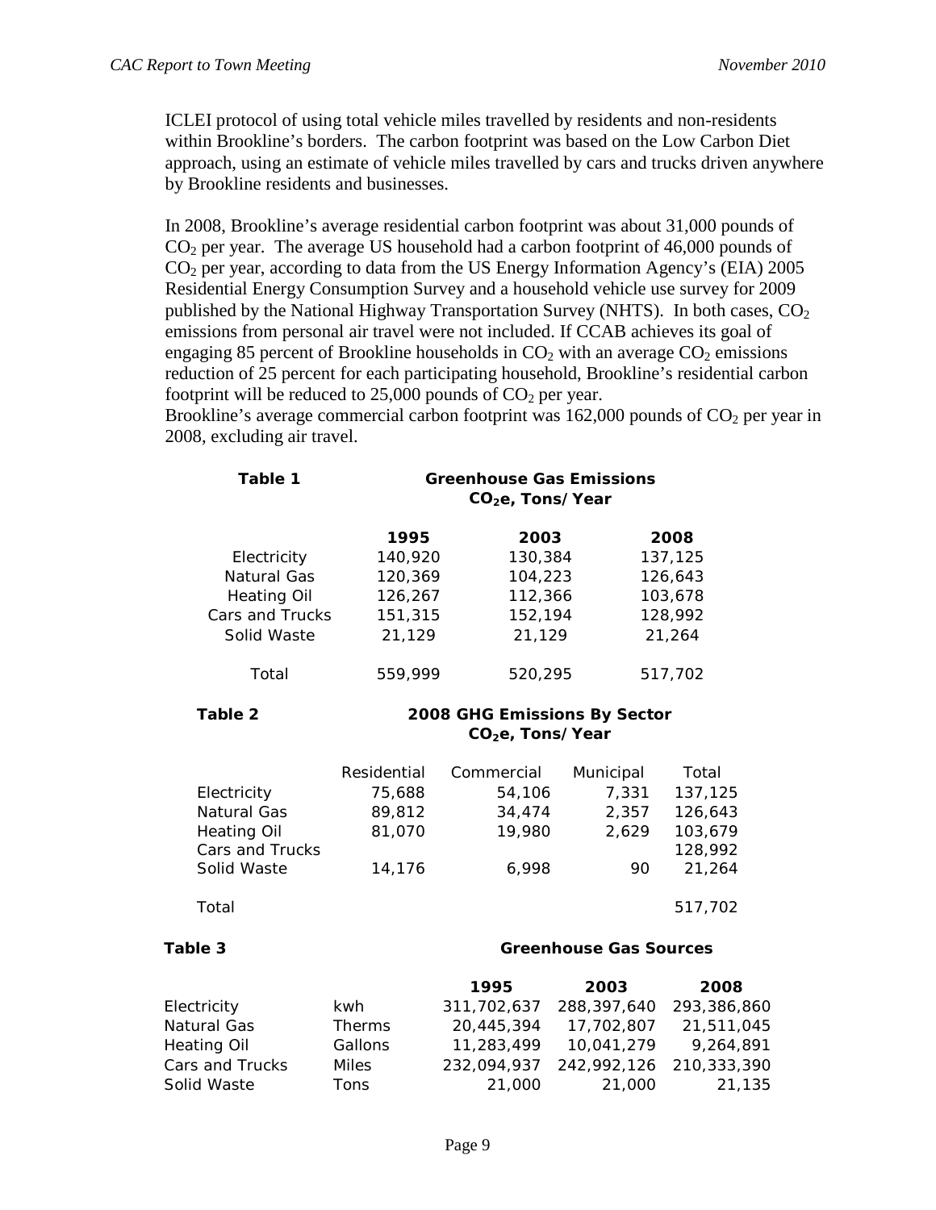ICLEI protocol of using total vehicle miles travelled by residents and non-residents within Brookline's borders. The carbon footprint was based on the Low Carbon Diet approach, using an estimate of vehicle miles travelled by cars and trucks driven anywhere by Brookline residents and businesses.

In 2008, Brookline's average residential carbon footprint was about 31,000 pounds of $CO_2$ per year. The average US household had a carbon footprint of 46,000 pounds of $CO_2$ per year, according to data from the US Energy Information Agency's (EIA) 2005 Residential Energy Consumption Survey and a household vehicle use survey for 2009 published by the National Highway Transportation Survey (NHTS). In both cases, $CO_2$ emissions from personal air travel were not included. If CCAB achieves its goal of engaging 85 percent of Brookline households in $CO_2$ with an average $CO_2$ emissions reduction of 25 percent for each participating household, Brookline's residential carbon footprint will be reduced to 25,000 pounds of $CO_2$ per year.
Brookline's average commercial carbon footprint was 162,000 pounds of $CO_2$ per year in 2008, excluding air travel.

**Table 1 — Greenhouse Gas Emissions $CO_2e$, Tons/Year**

| | 1995 | 2003 | 2008 |
|---|---|---|---|
| Electricity | 140,920 | 130,384 | 137,125 |
| Natural Gas | 120,369 | 104,223 | 126,643 |
| Heating Oil | 126,267 | 112,366 | 103,678 |
| Cars and Trucks | 151,315 | 152,194 | 128,992 |
| Solid Waste | 21,129 | 21,129 | 21,264 |
| Total | 559,999 | 520,295 | 517,702 |

**Table 2 — 2008 GHG Emissions By Sector $CO_2e$, Tons/Year**

| | Residential | Commercial | Municipal | Total |
|---|---|---|---|---|
| Electricity | 75,688 | 54,106 | 7,331 | 137,125 |
| Natural Gas | 89,812 | 34,474 | 2,357 | 126,643 |
| Heating Oil | 81,070 | 19,980 | 2,629 | 103,679 |
| Cars and Trucks | | | | 128,992 |
| Solid Waste | 14,176 | 6,998 | 90 | 21,264 |
| Total | | | | 517,702 |

**Table 3 — Greenhouse Gas Sources**

| | | 1995 | 2003 | 2008 |
|---|---|---|---|---|
| Electricity | kwh | 311,702,637 | 288,397,640 | 293,386,860 |
| Natural Gas | Therms | 20,445,394 | 17,702,807 | 21,511,045 |
| Heating Oil | Gallons | 11,283,499 | 10,041,279 | 9,264,891 |
| Cars and Trucks | Miles | 232,094,937 | 242,992,126 | 210,333,390 |
| Solid Waste | Tons | 21,000 | 21,000 | 21,135 |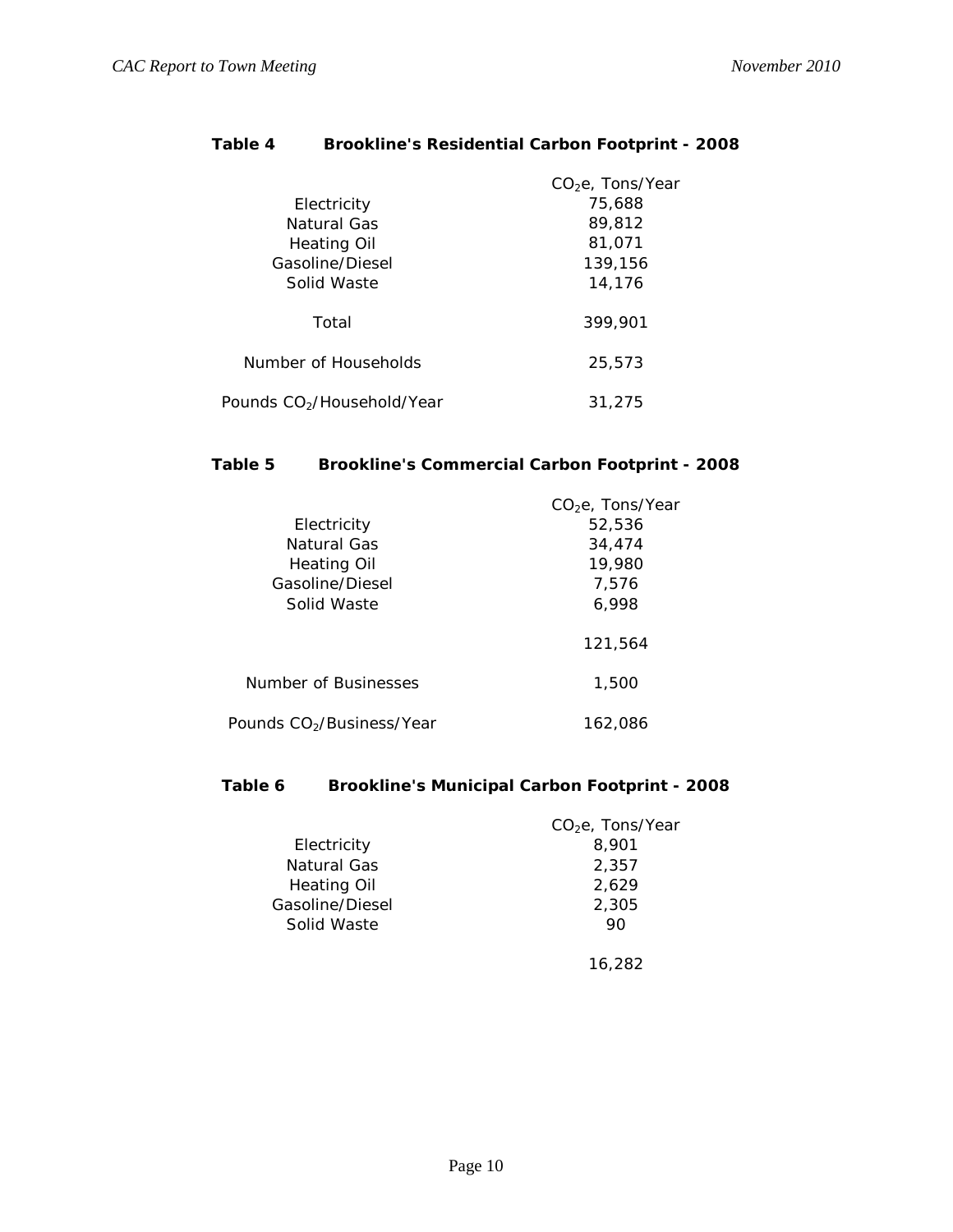**Table 4 Brookline's Residential Carbon Footprint - 2008**

| | $CO_2e$, Tons/Year |
|---|---|
| Electricity | 75,688 |
| Natural Gas | 89,812 |
| Heating Oil | 81,071 |
| Gasoline/Diesel | 139,156 |
| Solid Waste | 14,176 |
| Total | 399,901 |
| Number of Households | 25,573 |
| Pounds $CO_2$/Household/Year | 31,275 |

**Table 5 Brookline's Commercial Carbon Footprint - 2008**

| | $CO_2e$, Tons/Year |
|---|---|
| Electricity | 52,536 |
| Natural Gas | 34,474 |
| Heating Oil | 19,980 |
| Gasoline/Diesel | 7,576 |
| Solid Waste | 6,998 |
| | 121,564 |
| Number of Businesses | 1,500 |
| Pounds $CO_2$/Business/Year | 162,086 |

**Table 6 Brookline's Municipal Carbon Footprint - 2008**

| | $CO_2e$, Tons/Year |
|---|---|
| Electricity | 8,901 |
| Natural Gas | 2,357 |
| Heating Oil | 2,629 |
| Gasoline/Diesel | 2,305 |
| Solid Waste | 90 |
| | 16,282 |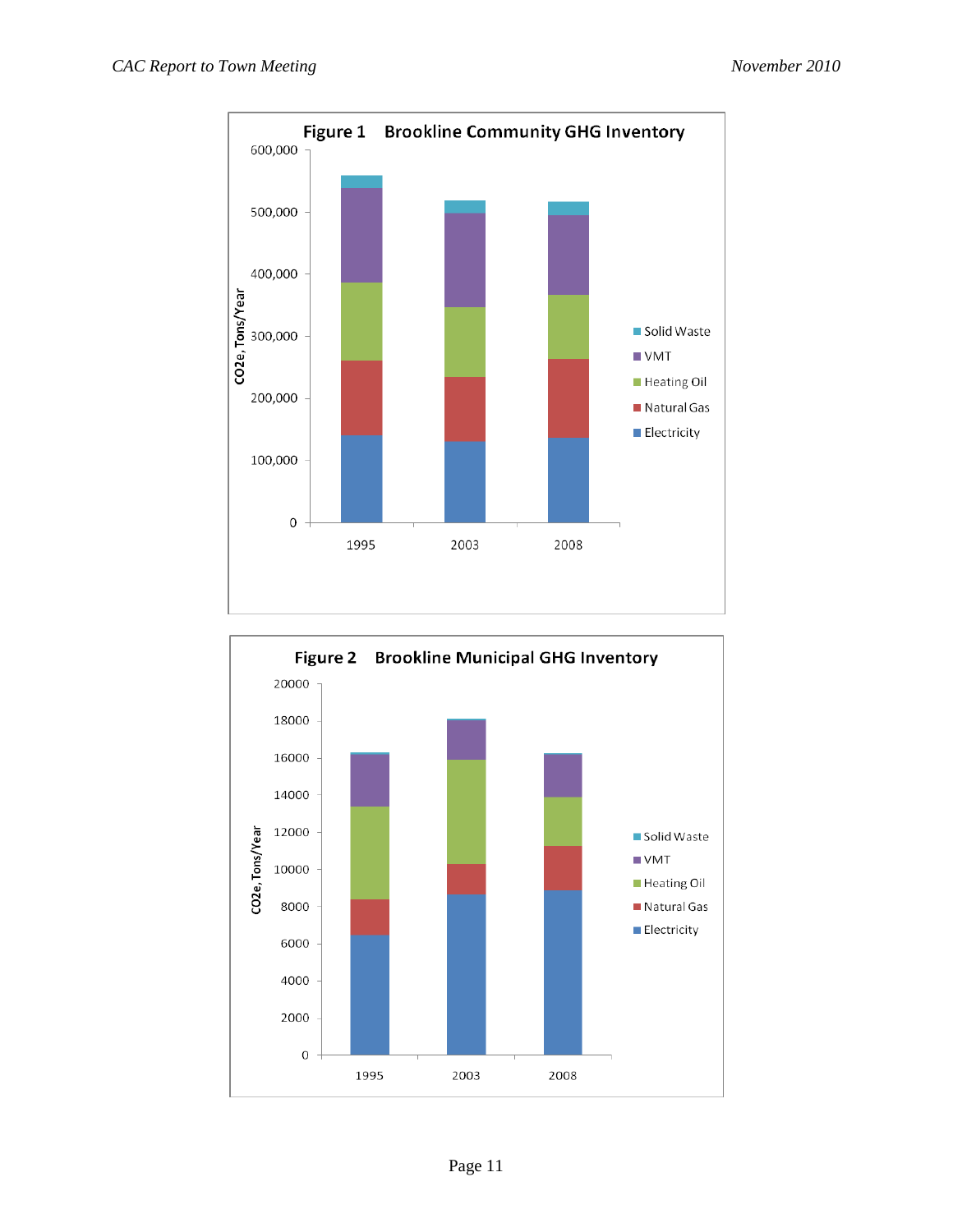**Figure 1 Brookline Community GHG Inventory**

**Figure 2 Brookline Municipal GHG Inventory**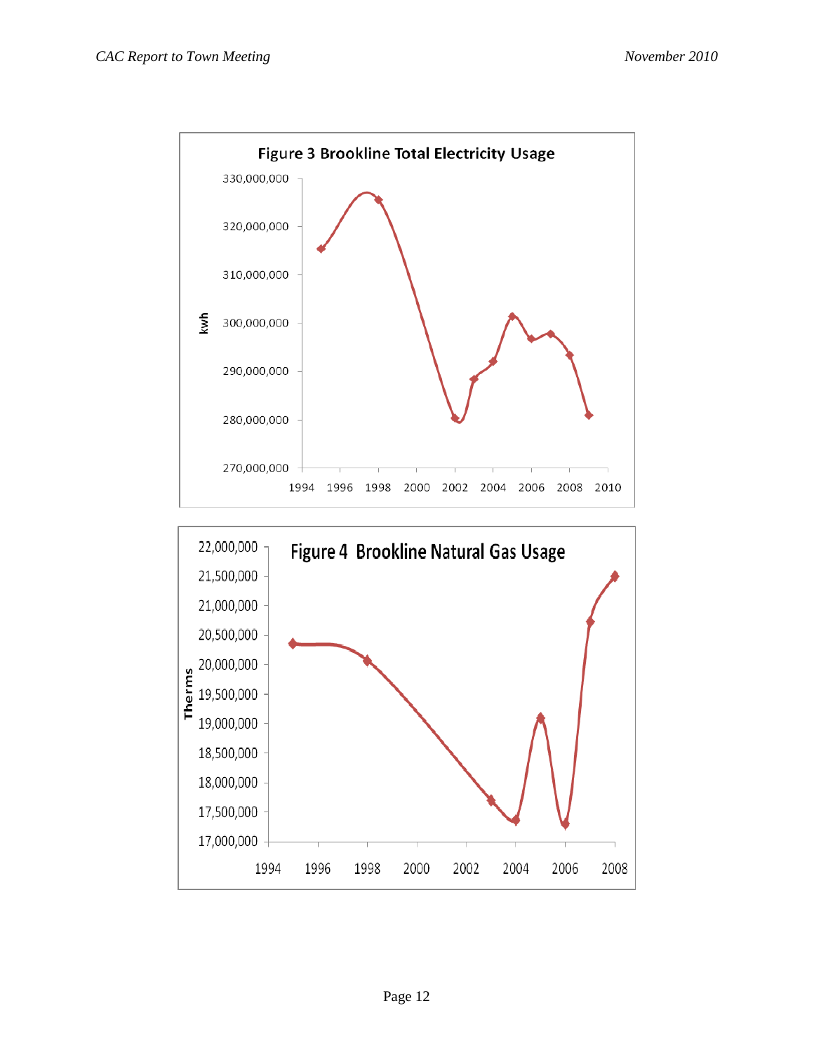Figure 3 Brookline Total Electricity Usage

kwh

330,000,000
320,000,000
310,000,000
300,000,000
290,000,000
280,000,000
270,000,000

1994 1996 1998 2000 2002 2004 2006 2008 2010

Figure 4 Brookline Natural Gas Usage

Therms

22,000,000
21,500,000
21,000,000
20,500,000
20,000,000
19,500,000
19,000,000
18,500,000
18,000,000
17,500,000
17,000,000

1994 1996 1998 2000 2002 2004 2006 2008